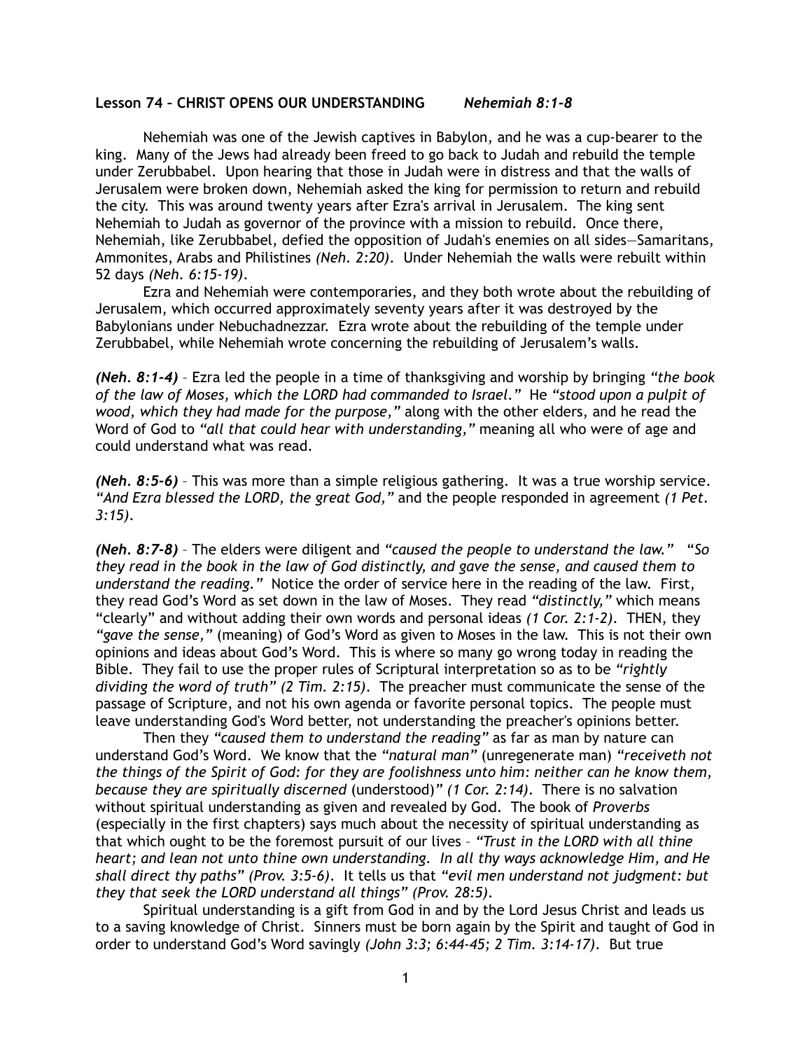**Lesson 74 – CHRIST OPENS OUR UNDERSTANDING** *Nehemiah 8:1-8*

Nehemiah was one of the Jewish captives in Babylon, and he was a cup-bearer to the king. Many of the Jews had already been freed to go back to Judah and rebuild the temple under Zerubbabel. Upon hearing that those in Judah were in distress and that the walls of Jerusalem were broken down, Nehemiah asked the king for permission to return and rebuild the city. This was around twenty years after Ezra's arrival in Jerusalem. The king sent Nehemiah to Judah as governor of the province with a mission to rebuild. Once there, Nehemiah, like Zerubbabel, defied the opposition of Judah's enemies on all sides—Samaritans, Ammonites, Arabs and Philistines *(Neh. 2:20)*. Under Nehemiah the walls were rebuilt within 52 days *(Neh. 6:15-19)*.

Ezra and Nehemiah were contemporaries, and they both wrote about the rebuilding of Jerusalem, which occurred approximately seventy years after it was destroyed by the Babylonians under Nebuchadnezzar. Ezra wrote about the rebuilding of the temple under Zerubbabel, while Nehemiah wrote concerning the rebuilding of Jerusalem's walls.

***(Neh. 8:1-4)*** – Ezra led the people in a time of thanksgiving and worship by bringing *"the book of the law of Moses, which the LORD had commanded to Israel."* He *"stood upon a pulpit of wood, which they had made for the purpose,"* along with the other elders, and he read the Word of God to *"all that could hear with understanding,"* meaning all who were of age and could understand what was read.

***(Neh. 8:5-6)*** – This was more than a simple religious gathering. It was a true worship service. *"And Ezra blessed the LORD, the great God,"* and the people responded in agreement *(1 Pet. 3:15)*.

***(Neh. 8:7-8)*** – The elders were diligent and *"caused the people to understand the law." "So they read in the book in the law of God distinctly, and gave the sense, and caused them to understand the reading."* Notice the order of service here in the reading of the law. First, they read God's Word as set down in the law of Moses. They read *"distinctly,"* which means "clearly" and without adding their own words and personal ideas *(1 Cor. 2:1-2)*. THEN, they *"gave the sense,"* (meaning) of God's Word as given to Moses in the law. This is not their own opinions and ideas about God's Word. This is where so many go wrong today in reading the Bible. They fail to use the proper rules of Scriptural interpretation so as to be *"rightly dividing the word of truth" (2 Tim. 2:15)*. The preacher must communicate the sense of the passage of Scripture, and not his own agenda or favorite personal topics. The people must leave understanding God's Word better, not understanding the preacher's opinions better.

Then they *"caused them to understand the reading"* as far as man by nature can understand God's Word. We know that the *"natural man"* (unregenerate man) *"receiveth not the things of the Spirit of God: for they are foolishness unto him: neither can he know them, because they are spiritually discerned* (understood)*" (1 Cor. 2:14)*. There is no salvation without spiritual understanding as given and revealed by God. The book of *Proverbs* (especially in the first chapters) says much about the necessity of spiritual understanding as that which ought to be the foremost pursuit of our lives – *"Trust in the LORD with all thine heart; and lean not unto thine own understanding. In all thy ways acknowledge Him, and He shall direct thy paths" (Prov. 3:5-6)*. It tells us that *"evil men understand not judgment: but they that seek the LORD understand all things" (Prov. 28:5)*.

Spiritual understanding is a gift from God in and by the Lord Jesus Christ and leads us to a saving knowledge of Christ. Sinners must be born again by the Spirit and taught of God in order to understand God's Word savingly *(John 3:3; 6:44-45; 2 Tim. 3:14-17)*. But true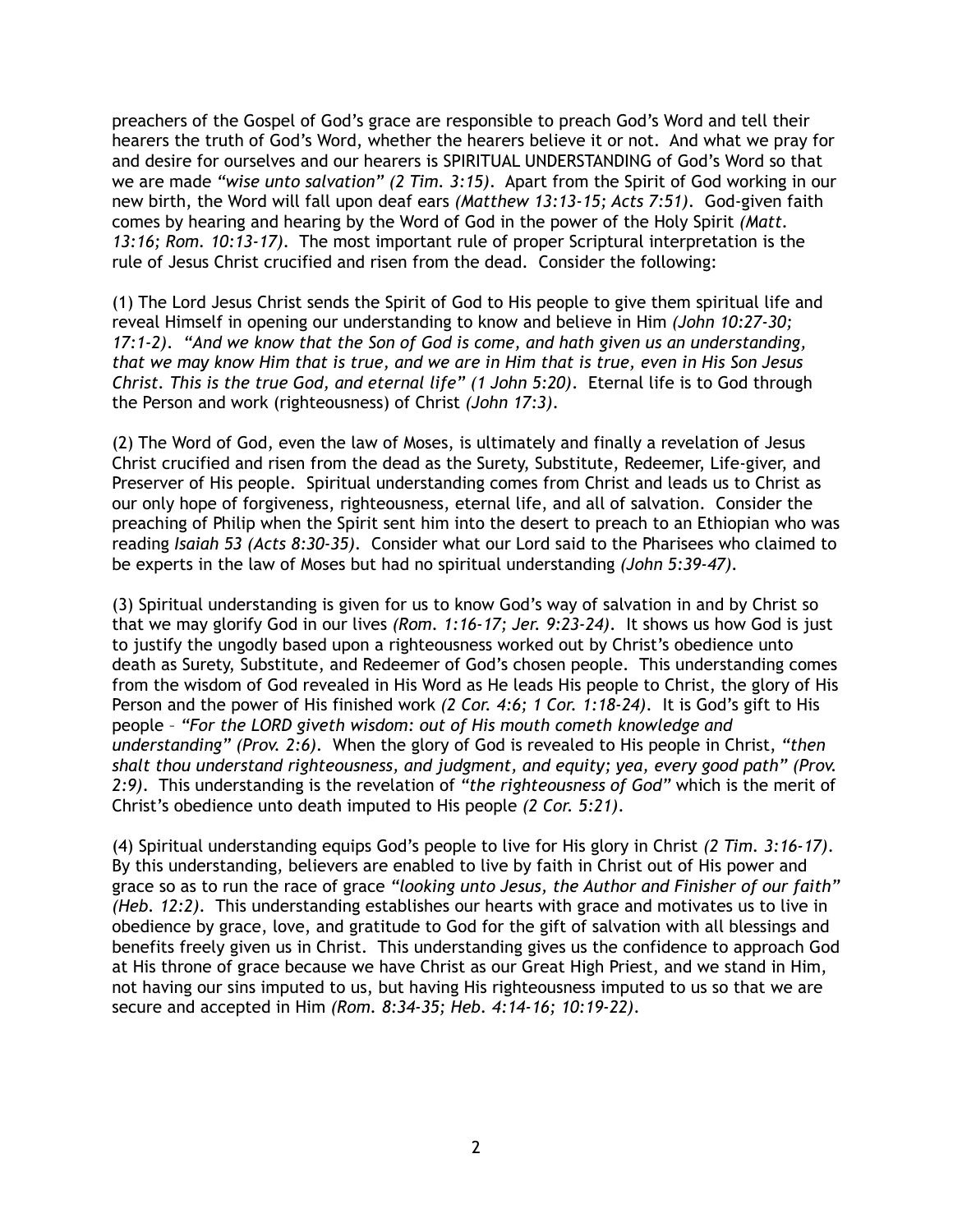preachers of the Gospel of God's grace are responsible to preach God's Word and tell their hearers the truth of God's Word, whether the hearers believe it or not. And what we pray for and desire for ourselves and our hearers is SPIRITUAL UNDERSTANDING of God's Word so that we are made *"wise unto salvation" (2 Tim. 3:15)*. Apart from the Spirit of God working in our new birth, the Word will fall upon deaf ears *(Matthew 13:13-15; Acts 7:51)*. God-given faith comes by hearing and hearing by the Word of God in the power of the Holy Spirit *(Matt. 13:16; Rom. 10:13-17)*. The most important rule of proper Scriptural interpretation is the rule of Jesus Christ crucified and risen from the dead. Consider the following:

(1) The Lord Jesus Christ sends the Spirit of God to His people to give them spiritual life and reveal Himself in opening our understanding to know and believe in Him *(John 10:27-30; 17:1-2)*. *"And we know that the Son of God is come, and hath given us an understanding, that we may know Him that is true, and we are in Him that is true, even in His Son Jesus Christ. This is the true God, and eternal life" (1 John 5:20)*. Eternal life is to God through the Person and work (righteousness) of Christ *(John 17:3)*.

(2) The Word of God, even the law of Moses, is ultimately and finally a revelation of Jesus Christ crucified and risen from the dead as the Surety, Substitute, Redeemer, Life-giver, and Preserver of His people. Spiritual understanding comes from Christ and leads us to Christ as our only hope of forgiveness, righteousness, eternal life, and all of salvation. Consider the preaching of Philip when the Spirit sent him into the desert to preach to an Ethiopian who was reading *Isaiah 53 (Acts 8:30-35)*. Consider what our Lord said to the Pharisees who claimed to be experts in the law of Moses but had no spiritual understanding *(John 5:39-47)*.

(3) Spiritual understanding is given for us to know God's way of salvation in and by Christ so that we may glorify God in our lives *(Rom. 1:16-17; Jer. 9:23-24)*. It shows us how God is just to justify the ungodly based upon a righteousness worked out by Christ's obedience unto death as Surety, Substitute, and Redeemer of God's chosen people. This understanding comes from the wisdom of God revealed in His Word as He leads His people to Christ, the glory of His Person and the power of His finished work *(2 Cor. 4:6; 1 Cor. 1:18-24)*. It is God's gift to His people – *"For the LORD giveth wisdom: out of His mouth cometh knowledge and understanding" (Prov. 2:6)*. When the glory of God is revealed to His people in Christ, *"then shalt thou understand righteousness, and judgment, and equity; yea, every good path" (Prov. 2:9)*. This understanding is the revelation of *"the righteousness of God"* which is the merit of Christ's obedience unto death imputed to His people *(2 Cor. 5:21)*.

(4) Spiritual understanding equips God's people to live for His glory in Christ *(2 Tim. 3:16-17)*. By this understanding, believers are enabled to live by faith in Christ out of His power and grace so as to run the race of grace *"looking unto Jesus, the Author and Finisher of our faith" (Heb. 12:2)*. This understanding establishes our hearts with grace and motivates us to live in obedience by grace, love, and gratitude to God for the gift of salvation with all blessings and benefits freely given us in Christ. This understanding gives us the confidence to approach God at His throne of grace because we have Christ as our Great High Priest, and we stand in Him, not having our sins imputed to us, but having His righteousness imputed to us so that we are secure and accepted in Him *(Rom. 8:34-35; Heb. 4:14-16; 10:19-22)*.